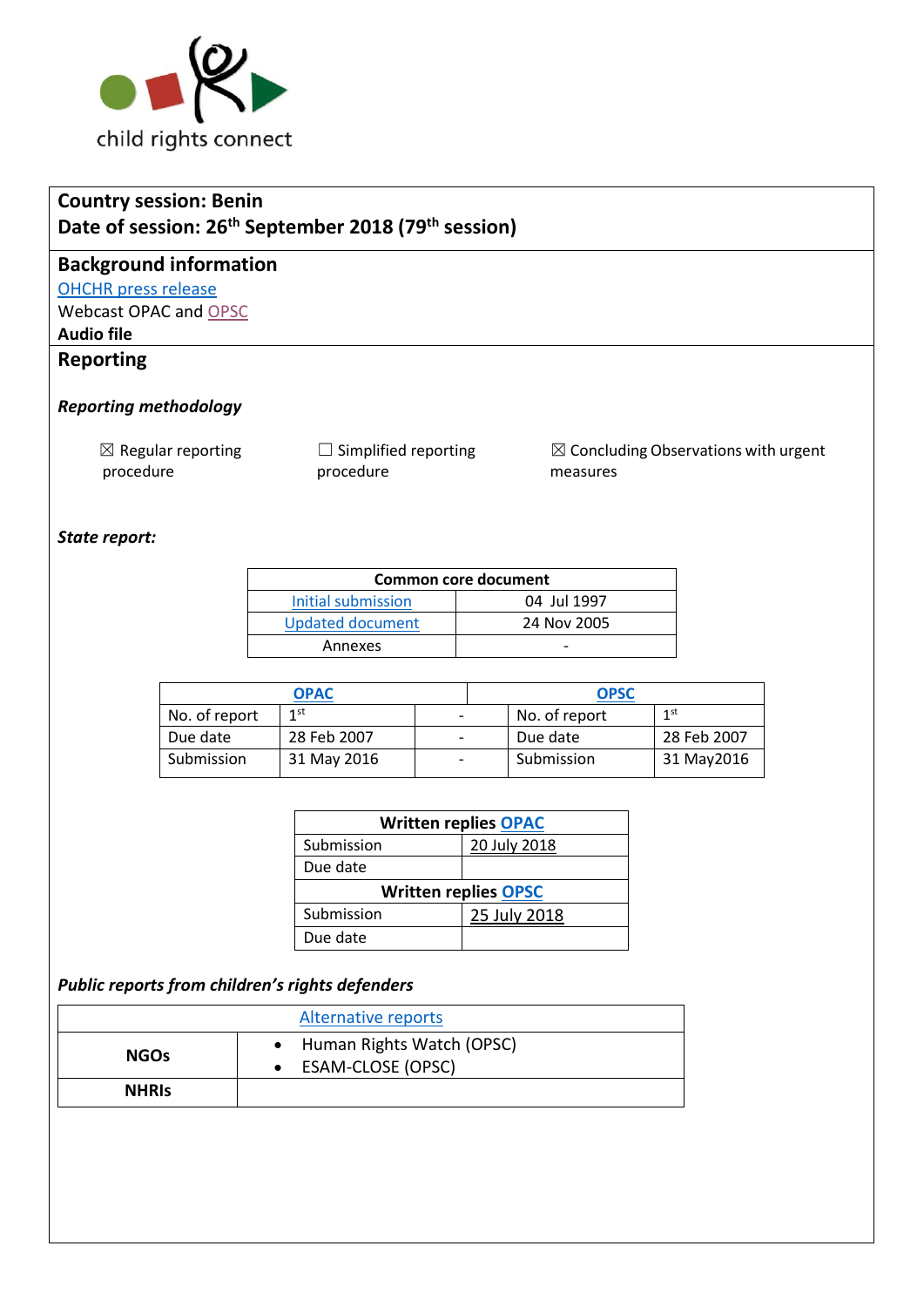child rights connect

**Country session: Benin**
**Date of session: 26th September 2018 (79th session)**

## Background information

OHCHR press release
Webcast OPAC and OPSC
**Audio file**

## Reporting

### *Reporting methodology*

☒ Regular reporting procedure

☐ Simplified reporting procedure

☒ Concluding Observations with urgent measures

### *State report:*

| Common core document | |
|---|---|
| Initial submission | 04 Jul 1997 |
| Updated document | 24 Nov 2005 |
| Annexes | - |

| OPAC | | | OPSC | |
|---|---|---|---|---|
| No. of report | 1st | - | No. of report | 1st |
| Due date | 28 Feb 2007 | - | Due date | 28 Feb 2007 |
| Submission | 31 May 2016 | - | Submission | 31 May2016 |

| Written replies OPAC | |
|---|---|
| Submission | 20 July 2018 |
| Due date | |
| **Written replies OPSC** | |
| Submission | 25 July 2018 |
| Due date | |

### *Public reports from children's rights defenders*

| Alternative reports | |
|---|---|
| **NGOs** | • Human Rights Watch (OPSC)<br>• ESAM-CLOSE (OPSC) |
| **NHRIs** | |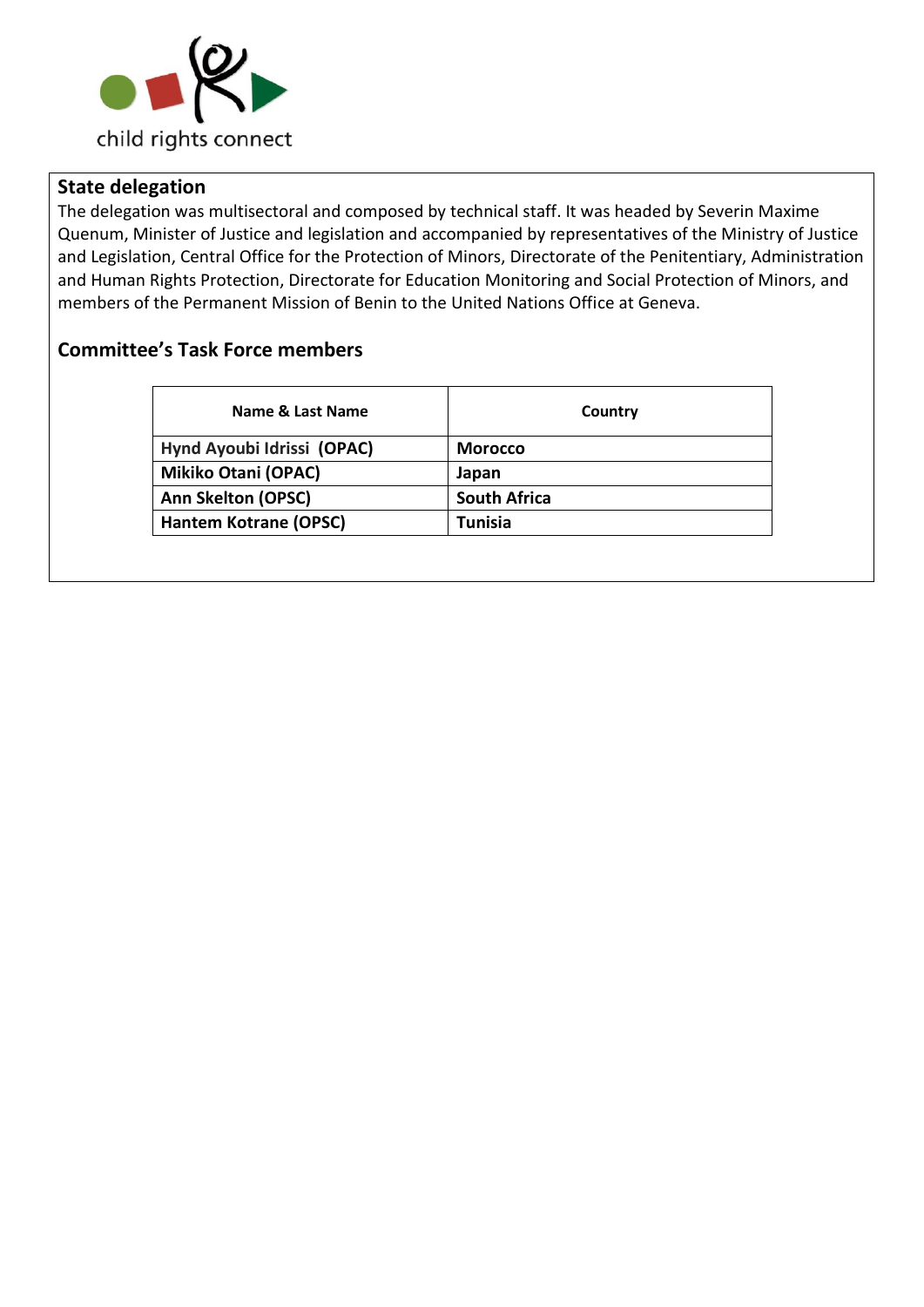## State delegation

The delegation was multisectoral and composed by technical staff. It was headed by Severin Maxime Quenum, Minister of Justice and legislation and accompanied by representatives of the Ministry of Justice and Legislation, Central Office for the Protection of Minors, Directorate of the Penitentiary, Administration and Human Rights Protection, Directorate for Education Monitoring and Social Protection of Minors, and members of the Permanent Mission of Benin to the United Nations Office at Geneva.

## Committee's Task Force members

| Name & Last Name | Country |
|---|---|
| **Hynd Ayoubi Idrissi (OPAC)** | **Morocco** |
| **Mikiko Otani (OPAC)** | **Japan** |
| **Ann Skelton (OPSC)** | **South Africa** |
| **Hantem Kotrane (OPSC)** | **Tunisia** |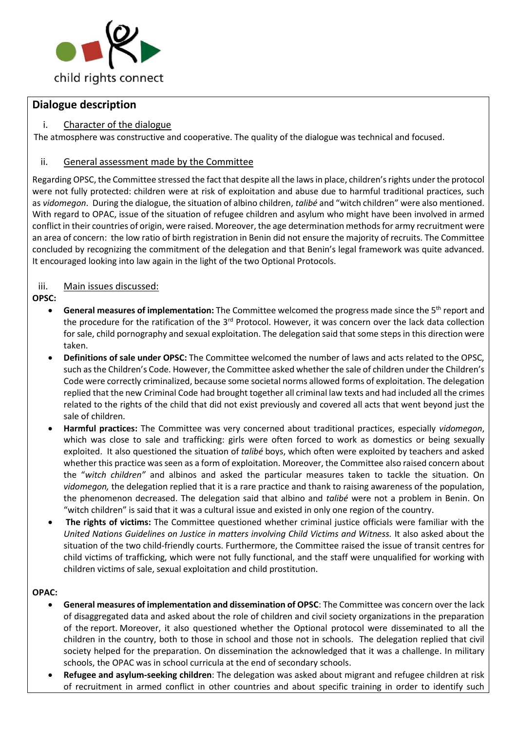## Dialogue description

### i. Character of the dialogue

The atmosphere was constructive and cooperative. The quality of the dialogue was technical and focused.

### ii. General assessment made by the Committee

Regarding OPSC, the Committee stressed the fact that despite all the laws in place, children's rights under the protocol were not fully protected: children were at risk of exploitation and abuse due to harmful traditional practices, such as *vidomegon*. During the dialogue, the situation of albino children, *talibé* and "witch children" were also mentioned. With regard to OPAC, issue of the situation of refugee children and asylum who might have been involved in armed conflict in their countries of origin, were raised. Moreover, the age determination methods for army recruitment were an area of concern: the low ratio of birth registration in Benin did not ensure the majority of recruits. The Committee concluded by recognizing the commitment of the delegation and that Benin's legal framework was quite advanced. It encouraged looking into law again in the light of the two Optional Protocols.

### iii. Main issues discussed:

**OPSC:**

- **General measures of implementation:** The Committee welcomed the progress made since the 5th report and the procedure for the ratification of the 3rd Protocol. However, it was concern over the lack data collection for sale, child pornography and sexual exploitation. The delegation said that some steps in this direction were taken.
- **Definitions of sale under OPSC:** The Committee welcomed the number of laws and acts related to the OPSC, such as the Children's Code. However, the Committee asked whether the sale of children under the Children's Code were correctly criminalized, because some societal norms allowed forms of exploitation. The delegation replied that the new Criminal Code had brought together all criminal law texts and had included all the crimes related to the rights of the child that did not exist previously and covered all acts that went beyond just the sale of children.
- **Harmful practices:** The Committee was very concerned about traditional practices, especially *vidomegon*, which was close to sale and trafficking: girls were often forced to work as domestics or being sexually exploited. It also questioned the situation of *talibé* boys, which often were exploited by teachers and asked whether this practice was seen as a form of exploitation. Moreover, the Committee also raised concern about the "*witch children"* and albinos and asked the particular measures taken to tackle the situation. On *vidomegon,* the delegation replied that it is a rare practice and thank to raising awareness of the population, the phenomenon decreased. The delegation said that albino and *talibé* were not a problem in Benin. On "witch children" is said that it was a cultural issue and existed in only one region of the country.
- **The rights of victims:** The Committee questioned whether criminal justice officials were familiar with the *United Nations Guidelines on Justice in matters involving Child Victims and Witness.* It also asked about the situation of the two child-friendly courts. Furthermore, the Committee raised the issue of transit centres for child victims of trafficking, which were not fully functional, and the staff were unqualified for working with children victims of sale, sexual exploitation and child prostitution.

**OPAC:**

- **General measures of implementation and dissemination of OPSC**: The Committee was concern over the lack of disaggregated data and asked about the role of children and civil society organizations in the preparation of the report. Moreover, it also questioned whether the Optional protocol were disseminated to all the children in the country, both to those in school and those not in schools. The delegation replied that civil society helped for the preparation. On dissemination the acknowledged that it was a challenge. In military schools, the OPAC was in school curricula at the end of secondary schools.
- **Refugee and asylum-seeking children**: The delegation was asked about migrant and refugee children at risk of recruitment in armed conflict in other countries and about specific training in order to identify such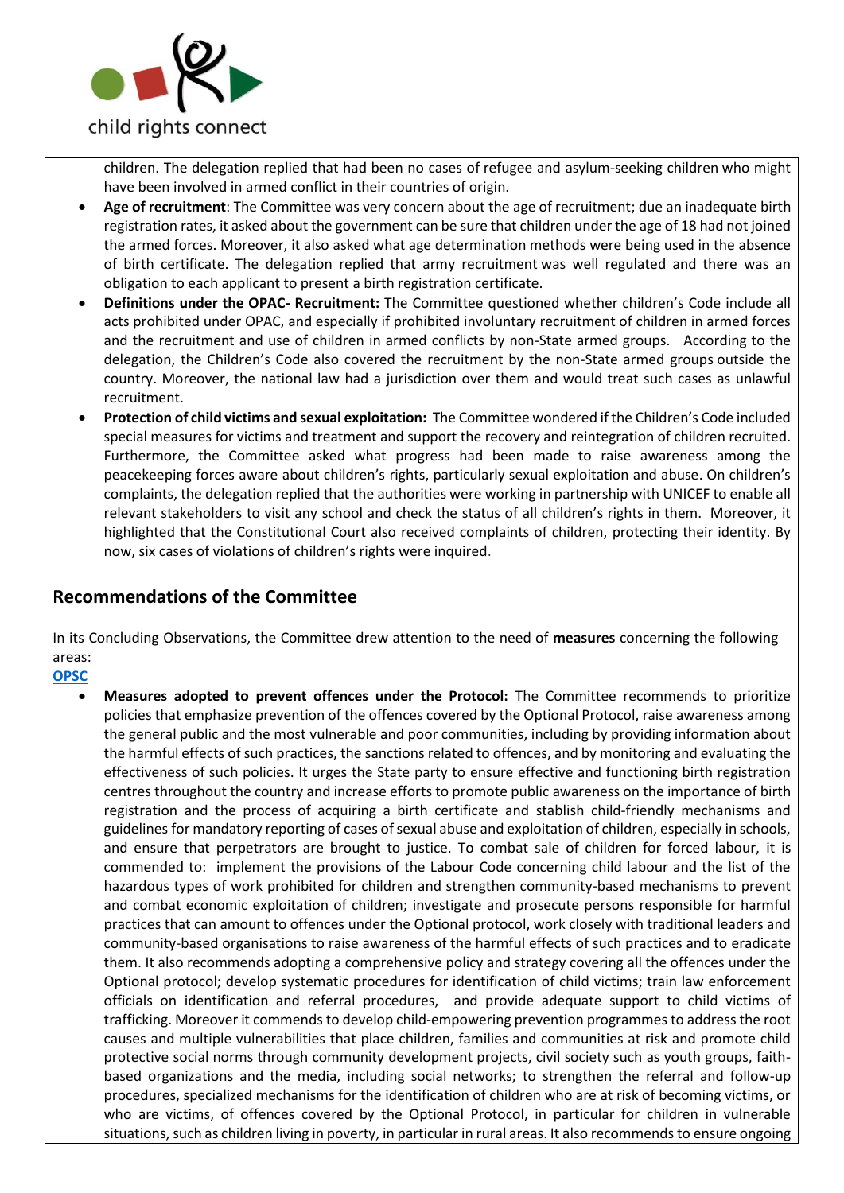children. The delegation replied that had been no cases of refugee and asylum-seeking children who might have been involved in armed conflict in their countries of origin.

- **Age of recruitment**: The Committee was very concern about the age of recruitment; due an inadequate birth registration rates, it asked about the government can be sure that children under the age of 18 had not joined the armed forces. Moreover, it also asked what age determination methods were being used in the absence of birth certificate. The delegation replied that army recruitment was well regulated and there was an obligation to each applicant to present a birth registration certificate.
- **Definitions under the OPAC- Recruitment:** The Committee questioned whether children's Code include all acts prohibited under OPAC, and especially if prohibited involuntary recruitment of children in armed forces and the recruitment and use of children in armed conflicts by non-State armed groups. According to the delegation, the Children's Code also covered the recruitment by the non-State armed groups outside the country. Moreover, the national law had a jurisdiction over them and would treat such cases as unlawful recruitment.
- **Protection of child victims and sexual exploitation:** The Committee wondered if the Children's Code included special measures for victims and treatment and support the recovery and reintegration of children recruited. Furthermore, the Committee asked what progress had been made to raise awareness among the peacekeeping forces aware about children's rights, particularly sexual exploitation and abuse. On children's complaints, the delegation replied that the authorities were working in partnership with UNICEF to enable all relevant stakeholders to visit any school and check the status of all children's rights in them. Moreover, it highlighted that the Constitutional Court also received complaints of children, protecting their identity. By now, six cases of violations of children's rights were inquired.

## Recommendations of the Committee

In its Concluding Observations, the Committee drew attention to the need of **measures** concerning the following areas:

**OPSC**

- **Measures adopted to prevent offences under the Protocol:** The Committee recommends to prioritize policies that emphasize prevention of the offences covered by the Optional Protocol, raise awareness among the general public and the most vulnerable and poor communities, including by providing information about the harmful effects of such practices, the sanctions related to offences, and by monitoring and evaluating the effectiveness of such policies. It urges the State party to ensure effective and functioning birth registration centres throughout the country and increase efforts to promote public awareness on the importance of birth registration and the process of acquiring a birth certificate and stablish child-friendly mechanisms and guidelines for mandatory reporting of cases of sexual abuse and exploitation of children, especially in schools, and ensure that perpetrators are brought to justice. To combat sale of children for forced labour, it is commended to: implement the provisions of the Labour Code concerning child labour and the list of the hazardous types of work prohibited for children and strengthen community-based mechanisms to prevent and combat economic exploitation of children; investigate and prosecute persons responsible for harmful practices that can amount to offences under the Optional protocol, work closely with traditional leaders and community-based organisations to raise awareness of the harmful effects of such practices and to eradicate them. It also recommends adopting a comprehensive policy and strategy covering all the offences under the Optional protocol; develop systematic procedures for identification of child victims; train law enforcement officials on identification and referral procedures, and provide adequate support to child victims of trafficking. Moreover it commends to develop child-empowering prevention programmes to address the root causes and multiple vulnerabilities that place children, families and communities at risk and promote child protective social norms through community development projects, civil society such as youth groups, faith-based organizations and the media, including social networks; to strengthen the referral and follow-up procedures, specialized mechanisms for the identification of children who are at risk of becoming victims, or who are victims, of offences covered by the Optional Protocol, in particular for children in vulnerable situations, such as children living in poverty, in particular in rural areas. It also recommends to ensure ongoing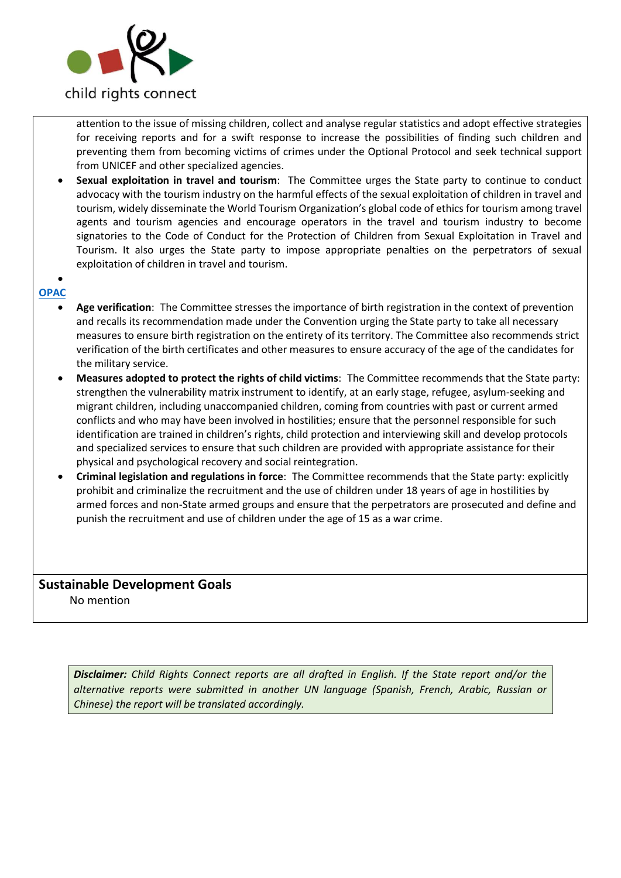attention to the issue of missing children, collect and analyse regular statistics and adopt effective strategies for receiving reports and for a swift response to increase the possibilities of finding such children and preventing them from becoming victims of crimes under the Optional Protocol and seek technical support from UNICEF and other specialized agencies.

- **Sexual exploitation in travel and tourism**: The Committee urges the State party to continue to conduct advocacy with the tourism industry on the harmful effects of the sexual exploitation of children in travel and tourism, widely disseminate the World Tourism Organization's global code of ethics for tourism among travel agents and tourism agencies and encourage operators in the travel and tourism industry to become signatories to the Code of Conduct for the Protection of Children from Sexual Exploitation in Travel and Tourism. It also urges the State party to impose appropriate penalties on the perpetrators of sexual exploitation of children in travel and tourism.

**OPAC**

- **Age verification**: The Committee stresses the importance of birth registration in the context of prevention and recalls its recommendation made under the Convention urging the State party to take all necessary measures to ensure birth registration on the entirety of its territory. The Committee also recommends strict verification of the birth certificates and other measures to ensure accuracy of the age of the candidates for the military service.
- **Measures adopted to protect the rights of child victims**: The Committee recommends that the State party: strengthen the vulnerability matrix instrument to identify, at an early stage, refugee, asylum-seeking and migrant children, including unaccompanied children, coming from countries with past or current armed conflicts and who may have been involved in hostilities; ensure that the personnel responsible for such identification are trained in children's rights, child protection and interviewing skill and develop protocols and specialized services to ensure that such children are provided with appropriate assistance for their physical and psychological recovery and social reintegration.
- **Criminal legislation and regulations in force**: The Committee recommends that the State party: explicitly prohibit and criminalize the recruitment and the use of children under 18 years of age in hostilities by armed forces and non-State armed groups and ensure that the perpetrators are prosecuted and define and punish the recruitment and use of children under the age of 15 as a war crime.

## Sustainable Development Goals

No mention

***Disclaimer:*** *Child Rights Connect reports are all drafted in English. If the State report and/or the alternative reports were submitted in another UN language (Spanish, French, Arabic, Russian or Chinese) the report will be translated accordingly.*